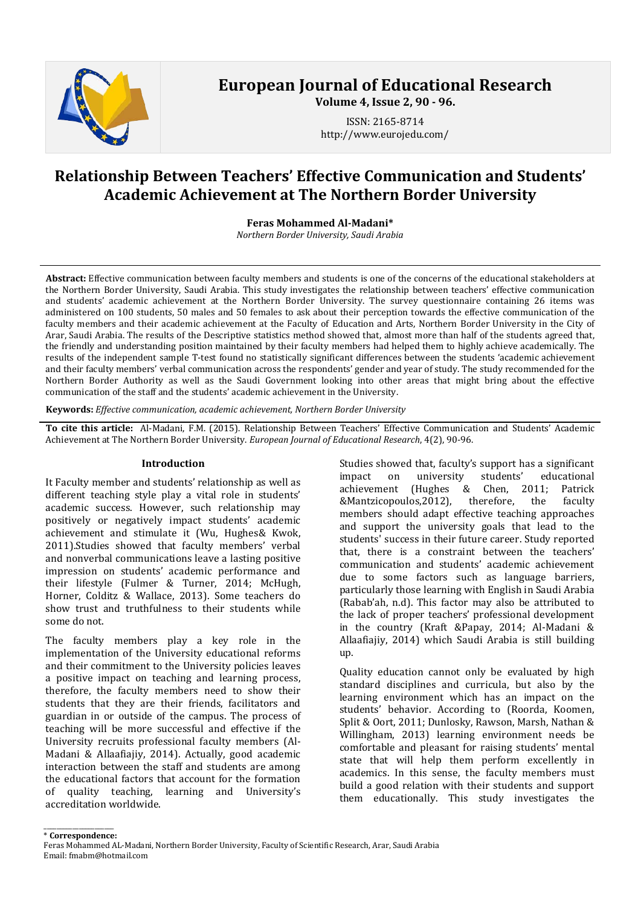# European Journal of Educational Research

**Volume 4, Issue 2, 90 - 96.**

ISSN: 2165-8714
http://www.eurojedu.com/

# Relationship Between Teachers' Effective Communication and Students' Academic Achievement at The Northern Border University

**Feras Mohammed Al-Madani***
*Northern Border University, Saudi Arabia*

---

**Abstract:** Effective communication between faculty members and students is one of the concerns of the educational stakeholders at the Northern Border University, Saudi Arabia. This study investigates the relationship between teachers' effective communication and students' academic achievement at the Northern Border University. The survey questionnaire containing 26 items was administered on 100 students, 50 males and 50 females to ask about their perception towards the effective communication of the faculty members and their academic achievement at the Faculty of Education and Arts, Northern Border University in the City of Arar, Saudi Arabia. The results of the Descriptive statistics method showed that, almost more than half of the students agreed that, the friendly and understanding position maintained by their faculty members had helped them to highly achieve academically. The results of the independent sample T-test found no statistically significant differences between the students 'academic achievement and their faculty members' verbal communication across the respondents' gender and year of study. The study recommended for the Northern Border Authority as well as the Saudi Government looking into other areas that might bring about the effective communication of the staff and the students' academic achievement in the University.

**Keywords:** *Effective communication, academic achievement, Northern Border University*

---

**To cite this article:** Al-Madani, F.M. (2015). Relationship Between Teachers' Effective Communication and Students' Academic Achievement at The Northern Border University. *European Journal of Educational Research*, 4(2), 90-96.

## Introduction

It Faculty member and students' relationship as well as different teaching style play a vital role in students' academic success. However, such relationship may positively or negatively impact students' academic achievement and stimulate it (Wu, Hughes& Kwok, 2011).Studies showed that faculty members' verbal and nonverbal communications leave a lasting positive impression on students' academic performance and their lifestyle (Fulmer & Turner, 2014; McHugh, Horner, Colditz & Wallace, 2013). Some teachers do show trust and truthfulness to their students while some do not.

The faculty members play a key role in the implementation of the University educational reforms and their commitment to the University policies leaves a positive impact on teaching and learning process, therefore, the faculty members need to show their students that they are their friends, facilitators and guardian in or outside of the campus. The process of teaching will be more successful and effective if the University recruits professional faculty members (Al-Madani & Allaafiajiy, 2014). Actually, good academic interaction between the staff and students are among the educational factors that account for the formation of quality teaching, learning and University's accreditation worldwide.

Studies showed that, faculty's support has a significant impact on university students' educational achievement (Hughes & Chen, 2011; Patrick &Mantzicopoulos,2012), therefore, the faculty members should adapt effective teaching approaches and support the university goals that lead to the students' success in their future career. Study reported that, there is a constraint between the teachers' communication and students' academic achievement due to some factors such as language barriers, particularly those learning with English in Saudi Arabia (Rabab'ah, n.d). This factor may also be attributed to the lack of proper teachers' professional development in the country (Kraft &Papay, 2014; Al-Madani & Allaafiajiy, 2014) which Saudi Arabia is still building up.

Quality education cannot only be evaluated by high standard disciplines and curricula, but also by the learning environment which has an impact on the students' behavior. According to (Roorda, Koomen, Split & Oort, 2011; Dunlosky, Rawson, Marsh, Nathan & Willingham, 2013) learning environment needs be comfortable and pleasant for raising students' mental state that will help them perform excellently in academics. In this sense, the faculty members must build a good relation with their students and support them educationally. This study investigates the

---

\* **Correspondence:**
Feras Mohammed AL-Madani, Northern Border University, Faculty of Scientific Research, Arar, Saudi Arabia
Email: fmabm@hotmail.com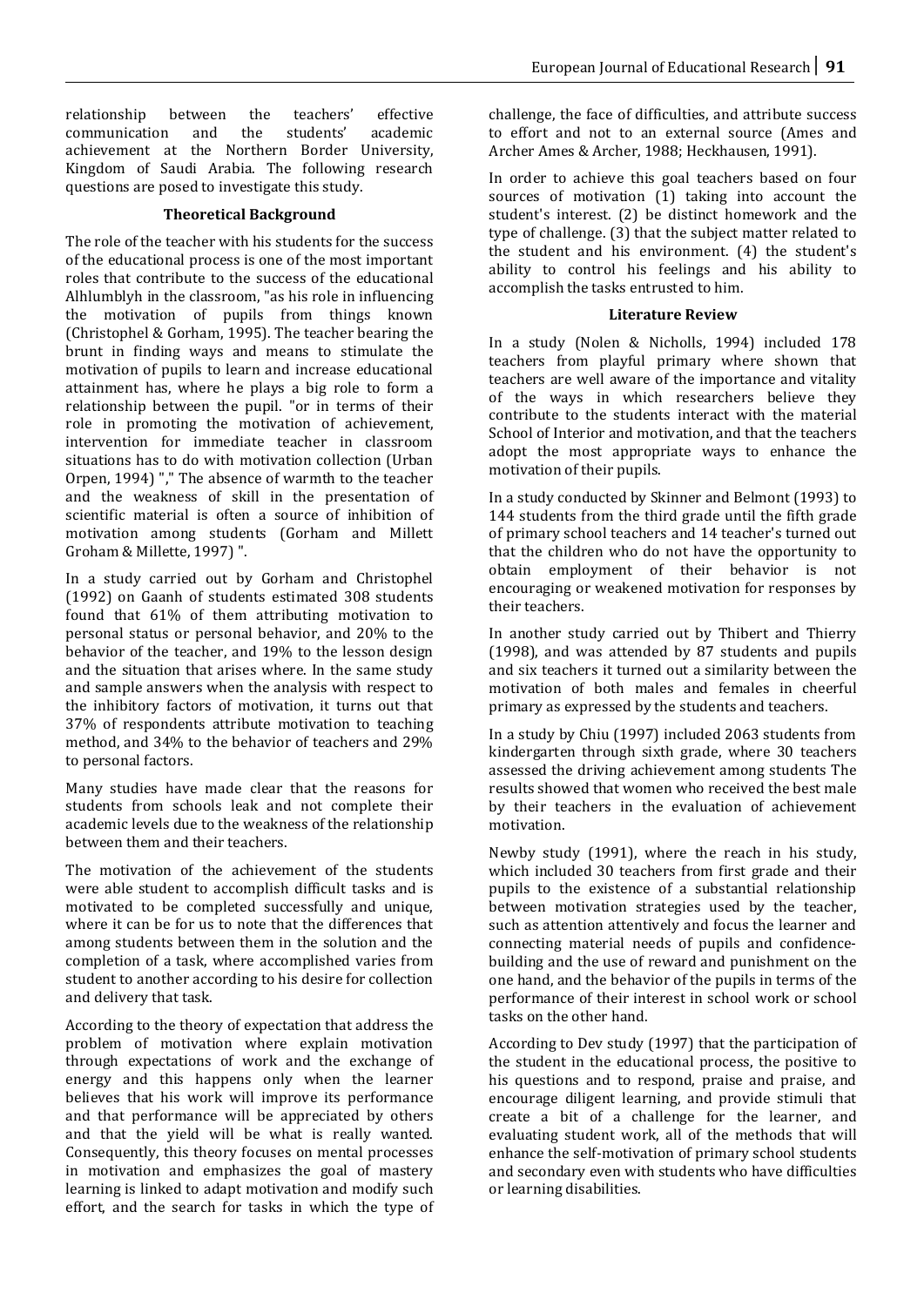relationship between the teachers' effective communication and the students' academic achievement at the Northern Border University, Kingdom of Saudi Arabia. The following research questions are posed to investigate this study.

## Theoretical Background

The role of the teacher with his students for the success of the educational process is one of the most important roles that contribute to the success of the educational Alhlumblyh in the classroom, "as his role in influencing the motivation of pupils from things known (Christophel & Gorham, 1995). The teacher bearing the brunt in finding ways and means to stimulate the motivation of pupils to learn and increase educational attainment has, where he plays a big role to form a relationship between the pupil. "or in terms of their role in promoting the motivation of achievement, intervention for immediate teacher in classroom situations has to do with motivation collection (Urban Orpen, 1994) "," The absence of warmth to the teacher and the weakness of skill in the presentation of scientific material is often a source of inhibition of motivation among students (Gorham and Millett Groham & Millette, 1997) ".

In a study carried out by Gorham and Christophel (1992) on Gaanh of students estimated 308 students found that 61% of them attributing motivation to personal status or personal behavior, and 20% to the behavior of the teacher, and 19% to the lesson design and the situation that arises where. In the same study and sample answers when the analysis with respect to the inhibitory factors of motivation, it turns out that 37% of respondents attribute motivation to teaching method, and 34% to the behavior of teachers and 29% to personal factors.

Many studies have made clear that the reasons for students from schools leak and not complete their academic levels due to the weakness of the relationship between them and their teachers.

The motivation of the achievement of the students were able student to accomplish difficult tasks and is motivated to be completed successfully and unique, where it can be for us to note that the differences that among students between them in the solution and the completion of a task, where accomplished varies from student to another according to his desire for collection and delivery that task.

According to the theory of expectation that address the problem of motivation where explain motivation through expectations of work and the exchange of energy and this happens only when the learner believes that his work will improve its performance and that performance will be appreciated by others and that the yield will be what is really wanted. Consequently, this theory focuses on mental processes in motivation and emphasizes the goal of mastery learning is linked to adapt motivation and modify such effort, and the search for tasks in which the type of challenge, the face of difficulties, and attribute success to effort and not to an external source (Ames and Archer Ames & Archer, 1988; Heckhausen, 1991).

In order to achieve this goal teachers based on four sources of motivation (1) taking into account the student's interest. (2) be distinct homework and the type of challenge. (3) that the subject matter related to the student and his environment. (4) the student's ability to control his feelings and his ability to accomplish the tasks entrusted to him.

## Literature Review

In a study (Nolen & Nicholls, 1994) included 178 teachers from playful primary where shown that teachers are well aware of the importance and vitality of the ways in which researchers believe they contribute to the students interact with the material School of Interior and motivation, and that the teachers adopt the most appropriate ways to enhance the motivation of their pupils.

In a study conducted by Skinner and Belmont (1993) to 144 students from the third grade until the fifth grade of primary school teachers and 14 teacher's turned out that the children who do not have the opportunity to obtain employment of their behavior is not encouraging or weakened motivation for responses by their teachers.

In another study carried out by Thibert and Thierry (1998), and was attended by 87 students and pupils and six teachers it turned out a similarity between the motivation of both males and females in cheerful primary as expressed by the students and teachers.

In a study by Chiu (1997) included 2063 students from kindergarten through sixth grade, where 30 teachers assessed the driving achievement among students The results showed that women who received the best male by their teachers in the evaluation of achievement motivation.

Newby study (1991), where the reach in his study, which included 30 teachers from first grade and their pupils to the existence of a substantial relationship between motivation strategies used by the teacher, such as attention attentively and focus the learner and connecting material needs of pupils and confidence-building and the use of reward and punishment on the one hand, and the behavior of the pupils in terms of the performance of their interest in school work or school tasks on the other hand.

According to Dev study (1997) that the participation of the student in the educational process, the positive to his questions and to respond, praise and praise, and encourage diligent learning, and provide stimuli that create a bit of a challenge for the learner, and evaluating student work, all of the methods that will enhance the self-motivation of primary school students and secondary even with students who have difficulties or learning disabilities.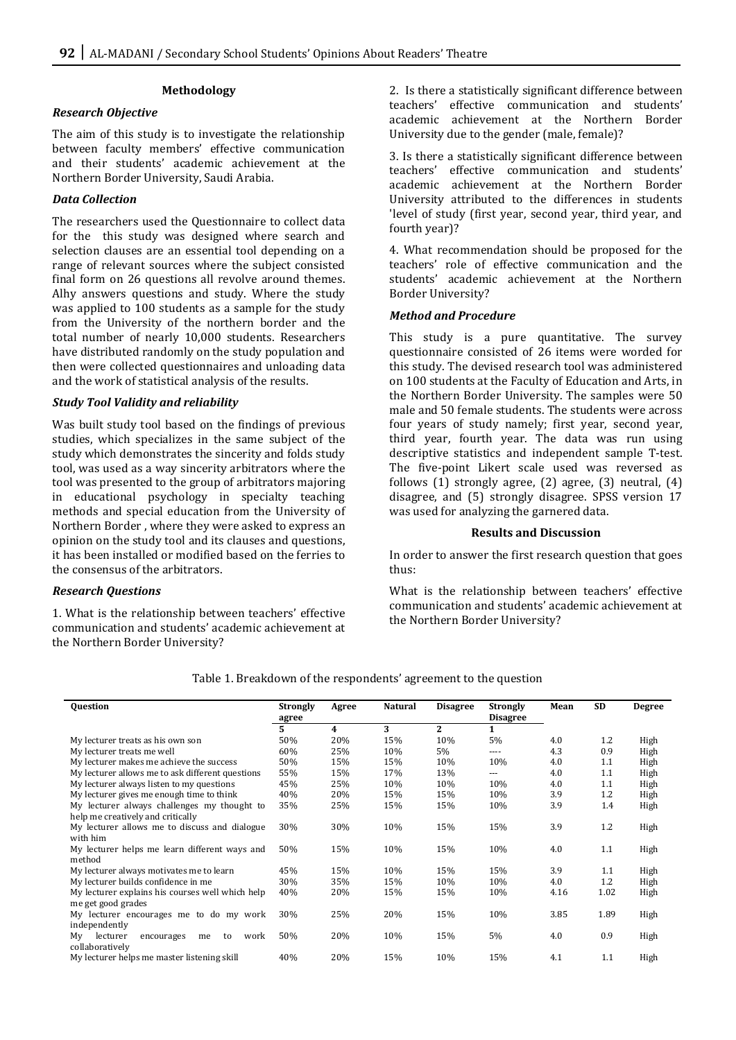## Methodology

### *Research Objective*

The aim of this study is to investigate the relationship between faculty members' effective communication and their students' academic achievement at the Northern Border University, Saudi Arabia.

### *Data Collection*

The researchers used the Questionnaire to collect data for the this study was designed where search and selection clauses are an essential tool depending on a range of relevant sources where the subject consisted final form on 26 questions all revolve around themes. Alhy answers questions and study. Where the study was applied to 100 students as a sample for the study from the University of the northern border and the total number of nearly 10,000 students. Researchers have distributed randomly on the study population and then were collected questionnaires and unloading data and the work of statistical analysis of the results.

### *Study Tool Validity and reliability*

Was built study tool based on the findings of previous studies, which specializes in the same subject of the study which demonstrates the sincerity and folds study tool, was used as a way sincerity arbitrators where the tool was presented to the group of arbitrators majoring in educational psychology in specialty teaching methods and special education from the University of Northern Border , where they were asked to express an opinion on the study tool and its clauses and questions, it has been installed or modified based on the ferries to the consensus of the arbitrators.

### *Research Questions*

1. What is the relationship between teachers' effective communication and students' academic achievement at the Northern Border University?

2. Is there a statistically significant difference between teachers' effective communication and students' academic achievement at the Northern Border University due to the gender (male, female)?

3. Is there a statistically significant difference between teachers' effective communication and students' academic achievement at the Northern Border University attributed to the differences in students 'level of study (first year, second year, third year, and fourth year)?

4. What recommendation should be proposed for the teachers' role of effective communication and the students' academic achievement at the Northern Border University?

### *Method and Procedure*

This study is a pure quantitative. The survey questionnaire consisted of 26 items were worded for this study. The devised research tool was administered on 100 students at the Faculty of Education and Arts, in the Northern Border University. The samples were 50 male and 50 female students. The students were across four years of study namely; first year, second year, third year, fourth year. The data was run using descriptive statistics and independent sample T-test. The five-point Likert scale used was reversed as follows (1) strongly agree, (2) agree, (3) neutral, (4) disagree, and (5) strongly disagree. SPSS version 17 was used for analyzing the garnered data.

## Results and Discussion

In order to answer the first research question that goes thus:

What is the relationship between teachers' effective communication and students' academic achievement at the Northern Border University?

Table 1. Breakdown of the respondents' agreement to the question

| Question | Strongly agree | Agree | Natural | Disagree | Strongly Disagree | Mean | SD | Degree |
|---|---|---|---|---|---|---|---|---|
| | 5 | 4 | 3 | 2 | 1 | | | |
| My lecturer treats as his own son | 50% | 20% | 15% | 10% | 5% | 4.0 | 1.2 | High |
| My lecturer treats me well | 60% | 25% | 10% | 5% | ---- | 4.3 | 0.9 | High |
| My lecturer makes me achieve the success | 50% | 15% | 15% | 10% | 10% | 4.0 | 1.1 | High |
| My lecturer allows me to ask different questions | 55% | 15% | 17% | 13% | --- | 4.0 | 1.1 | High |
| My lecturer always listen to my questions | 45% | 25% | 10% | 10% | 10% | 4.0 | 1.1 | High |
| My lecturer gives me enough time to think | 40% | 20% | 15% | 15% | 10% | 3.9 | 1.2 | High |
| My lecturer always challenges my thought to help me creatively and critically | 35% | 25% | 15% | 15% | 10% | 3.9 | 1.4 | High |
| My lecturer allows me to discuss and dialogue with him | 30% | 30% | 10% | 15% | 15% | 3.9 | 1.2 | High |
| My lecturer helps me learn different ways and method | 50% | 15% | 10% | 15% | 10% | 4.0 | 1.1 | High |
| My lecturer always motivates me to learn | 45% | 15% | 10% | 15% | 15% | 3.9 | 1.1 | High |
| My lecturer builds confidence in me | 30% | 35% | 15% | 10% | 10% | 4.0 | 1.2 | High |
| My lecturer explains his courses well which help me get good grades | 40% | 20% | 15% | 15% | 10% | 4.16 | 1.02 | High |
| My lecturer encourages me to do my work independently | 30% | 25% | 20% | 15% | 10% | 3.85 | 1.89 | High |
| My lecturer encourages me to work collaboratively | 50% | 20% | 10% | 15% | 5% | 4.0 | 0.9 | High |
| My lecturer helps me master listening skill | 40% | 20% | 15% | 10% | 15% | 4.1 | 1.1 | High |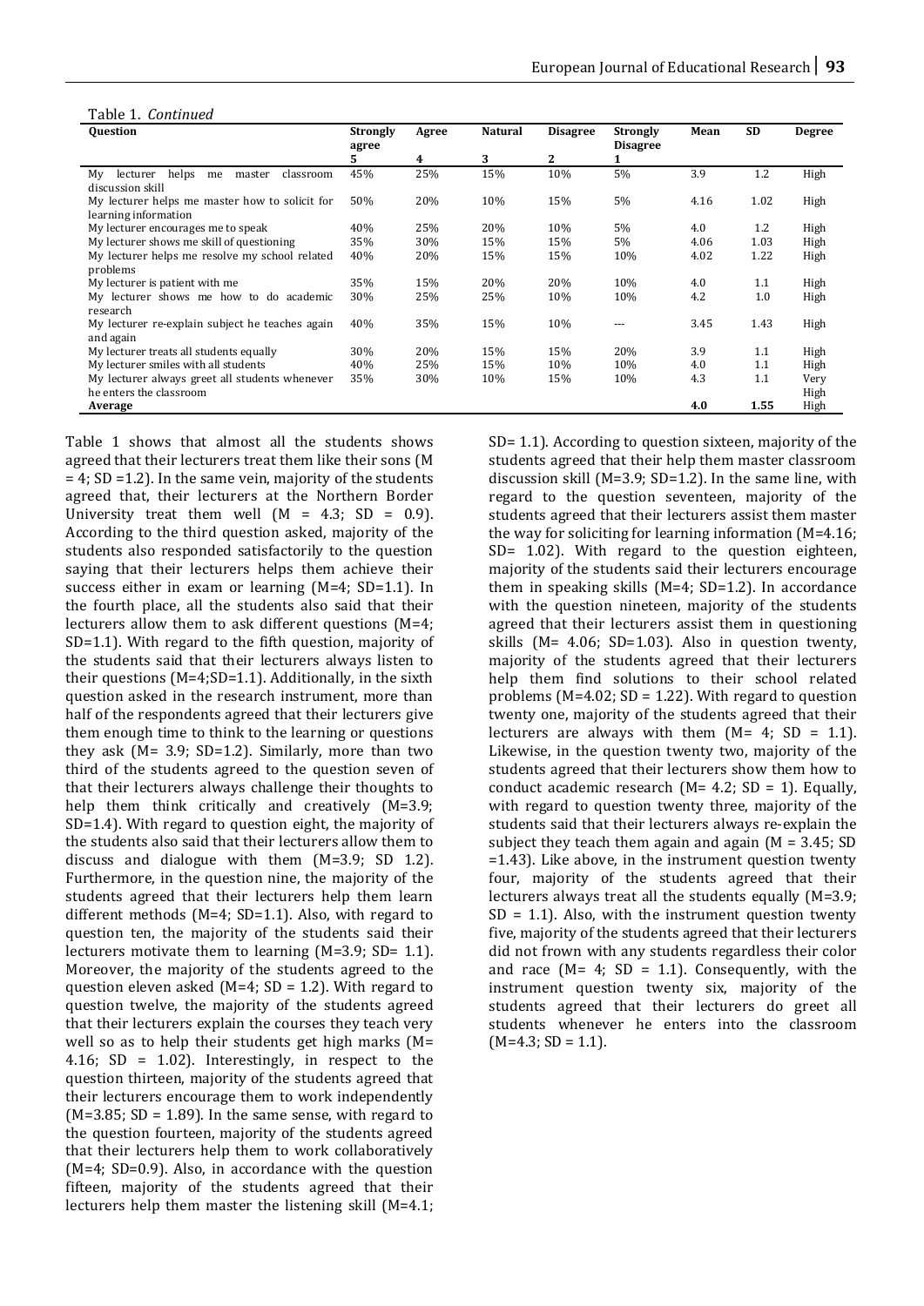Table 1. *Continued*

| Question | Strongly agree 5 | Agree 4 | Natural 3 | Disagree 2 | Strongly Disagree 1 | Mean | SD | Degree |
|---|---|---|---|---|---|---|---|---|
| My lecturer helps me master classroom discussion skill | 45% | 25% | 15% | 10% | 5% | 3.9 | 1.2 | High |
| My lecturer helps me master how to solicit for learning information | 50% | 20% | 10% | 15% | 5% | 4.16 | 1.02 | High |
| My lecturer encourages me to speak | 40% | 25% | 20% | 10% | 5% | 4.0 | 1.2 | High |
| My lecturer shows me skill of questioning | 35% | 30% | 15% | 15% | 5% | 4.06 | 1.03 | High |
| My lecturer helps me resolve my school related problems | 40% | 20% | 15% | 15% | 10% | 4.02 | 1.22 | High |
| My lecturer is patient with me | 35% | 15% | 20% | 20% | 10% | 4.0 | 1.1 | High |
| My lecturer shows me how to do academic research | 30% | 25% | 25% | 10% | 10% | 4.2 | 1.0 | High |
| My lecturer re-explain subject he teaches again and again | 40% | 35% | 15% | 10% | --- | 3.45 | 1.43 | High |
| My lecturer treats all students equally | 30% | 20% | 15% | 15% | 20% | 3.9 | 1.1 | High |
| My lecturer smiles with all students | 40% | 25% | 15% | 10% | 10% | 4.0 | 1.1 | High |
| My lecturer always greet all students whenever he enters the classroom | 35% | 30% | 10% | 15% | 10% | 4.3 | 1.1 | Very High |
| **Average** | | | | | | **4.0** | **1.55** | High |

Table 1 shows that almost all the students shows agreed that their lecturers treat them like their sons (M = 4; SD =1.2). In the same vein, majority of the students agreed that, their lecturers at the Northern Border University treat them well (M = 4.3; SD = 0.9). According to the third question asked, majority of the students also responded satisfactorily to the question saying that their lecturers helps them achieve their success either in exam or learning (M=4; SD=1.1). In the fourth place, all the students also said that their lecturers allow them to ask different questions (M=4; SD=1.1). With regard to the fifth question, majority of the students said that their lecturers always listen to their questions (M=4;SD=1.1). Additionally, in the sixth question asked in the research instrument, more than half of the respondents agreed that their lecturers give them enough time to think to the learning or questions they ask (M= 3.9; SD=1.2). Similarly, more than two third of the students agreed to the question seven of that their lecturers always challenge their thoughts to help them think critically and creatively (M=3.9; SD=1.4). With regard to question eight, the majority of the students also said that their lecturers allow them to discuss and dialogue with them (M=3.9; SD 1.2). Furthermore, in the question nine, the majority of the students agreed that their lecturers help them learn different methods (M=4; SD=1.1). Also, with regard to question ten, the majority of the students said their lecturers motivate them to learning (M=3.9; SD= 1.1). Moreover, the majority of the students agreed to the question eleven asked (M=4; SD = 1.2). With regard to question twelve, the majority of the students agreed that their lecturers explain the courses they teach very well so as to help their students get high marks (M= 4.16; SD = 1.02). Interestingly, in respect to the question thirteen, majority of the students agreed that their lecturers encourage them to work independently (M=3.85; SD = 1.89). In the same sense, with regard to the question fourteen, majority of the students agreed that their lecturers help them to work collaboratively (M=4; SD=0.9). Also, in accordance with the question fifteen, majority of the students agreed that their lecturers help them master the listening skill (M=4.1; SD= 1.1). According to question sixteen, majority of the students agreed that their help them master classroom discussion skill (M=3.9; SD=1.2). In the same line, with regard to the question seventeen, majority of the students agreed that their lecturers assist them master the way for soliciting for learning information (M=4.16; SD= 1.02). With regard to the question eighteen, majority of the students said their lecturers encourage them in speaking skills (M=4; SD=1.2). In accordance with the question nineteen, majority of the students agreed that their lecturers assist them in questioning skills (M= 4.06; SD=1.03). Also in question twenty, majority of the students agreed that their lecturers help them find solutions to their school related problems (M=4.02; SD = 1.22). With regard to question twenty one, majority of the students agreed that their lecturers are always with them (M= 4; SD = 1.1). Likewise, in the question twenty two, majority of the students agreed that their lecturers show them how to conduct academic research (M= 4.2; SD = 1). Equally, with regard to question twenty three, majority of the students said that their lecturers always re-explain the subject they teach them again and again (M = 3.45; SD =1.43). Like above, in the instrument question twenty four, majority of the students agreed that their lecturers always treat all the students equally (M=3.9; SD = 1.1). Also, with the instrument question twenty five, majority of the students agreed that their lecturers did not frown with any students regardless their color and race (M= 4; SD = 1.1). Consequently, with the instrument question twenty six, majority of the students agreed that their lecturers do greet all students whenever he enters into the classroom (M=4.3; SD = 1.1).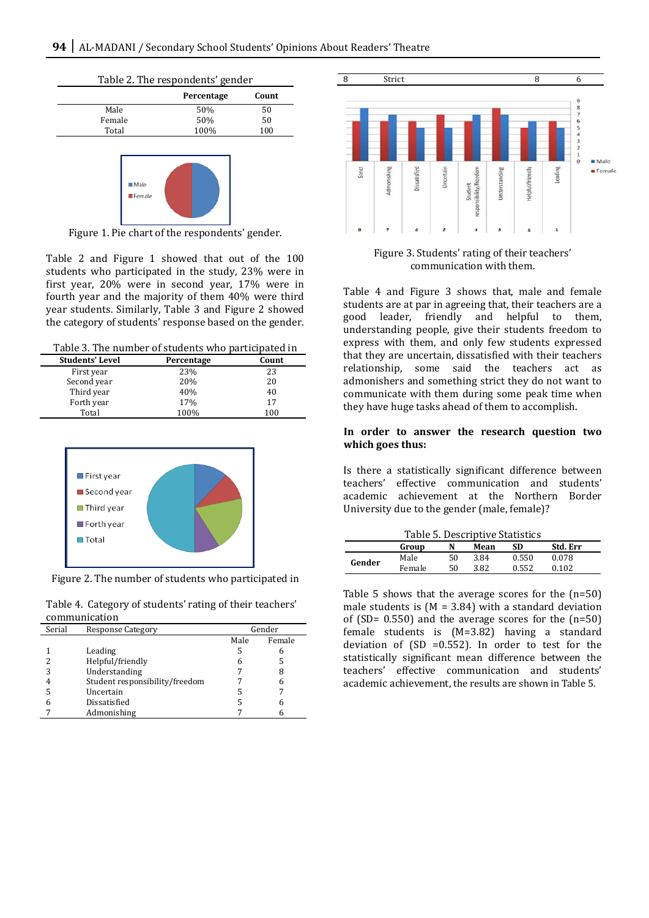Table 2. The respondents' gender

| | Percentage | Count |
|---|---|---|
| Male | 50% | 50 |
| Female | 50% | 50 |
| Total | 100% | 100 |

Figure 1. Pie chart of the respondents' gender.

Table 2 and Figure 1 showed that out of the 100 students who participated in the study, 23% were in first year, 20% were in second year, 17% were in fourth year and the majority of them 40% were third year students. Similarly, Table 3 and Figure 2 showed the category of students' response based on the gender.

Table 3. The number of students who participated in

| Students' Level | Percentage | Count |
|---|---|---|
| First year | 23% | 23 |
| Second year | 20% | 20 |
| Third year | 40% | 40 |
| Forth year | 17% | 17 |
| Total | 100% | 100 |

Figure 2. The number of students who participated in

Table 4. Category of students' rating of their teachers' communication

| Serial | Response Category | Gender | |
|---|---|---|---|
| | | Male | Female |
| 1 | Leading | 5 | 6 |
| 2 | Helpful/friendly | 6 | 5 |
| 3 | Understanding | 7 | 8 |
| 4 | Student responsibility/freedom | 7 | 6 |
| 5 | Uncertain | 5 | 7 |
| 6 | Dissatisfied | 5 | 6 |
| 7 | Admonishing | 7 | 6 |
| 8 | Strict | 8 | 6 |

Figure 3. Students' rating of their teachers' communication with them.

Table 4 and Figure 3 shows that, male and female students are at par in agreeing that, their teachers are a good leader, friendly and helpful to them, understanding people, give their students freedom to express with them, and only few students expressed that they are uncertain, dissatisfied with their teachers relationship, some said the teachers act as admonishers and something strict they do not want to communicate with them during some peak time when they have huge tasks ahead of them to accomplish.

**In order to answer the research question two which goes thus:**

Is there a statistically significant difference between teachers' effective communication and students' academic achievement at the Northern Border University due to the gender (male, female)?

Table 5. Descriptive Statistics

| | Group | N | Mean | SD | Std. Err |
|---|---|---|---|---|---|
| Gender | Male | 50 | 3.84 | 0.550 | 0.078 |
| | Female | 50 | 3.82 | 0.552 | 0.102 |

Table 5 shows that the average scores for the (n=50) male students is (M = 3.84) with a standard deviation of (SD= 0.550) and the average scores for the (n=50) female students is (M=3.82) having a standard deviation of (SD =0.552). In order to test for the statistically significant mean difference between the teachers' effective communication and students' academic achievement, the results are shown in Table 5.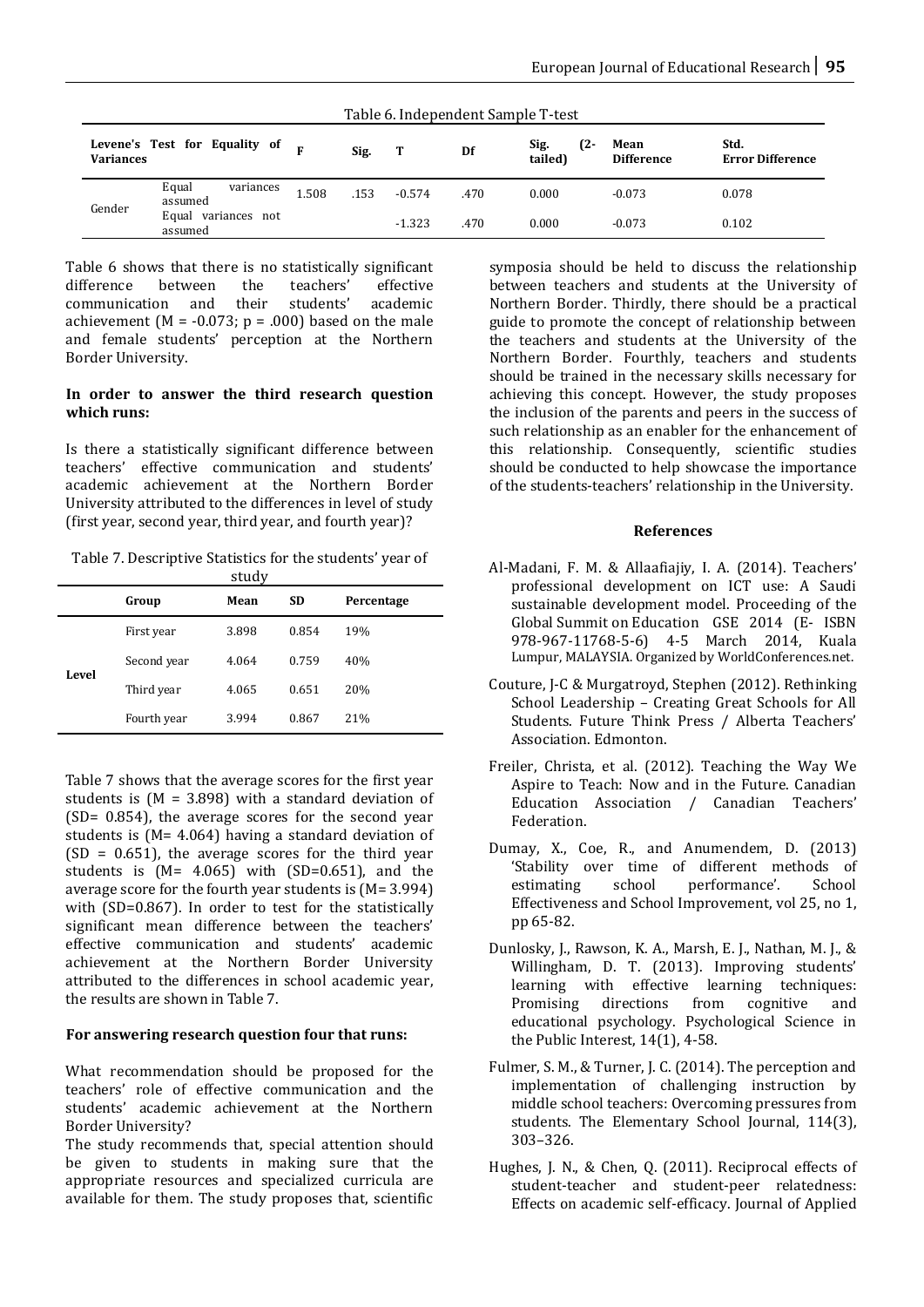Table 6. Independent Sample T-test

| Levene's Test for Equality of Variances | | F | Sig. | T | Df | Sig. (2-tailed) | Mean Difference | Std. Error Difference |
|---|---|---|---|---|---|---|---|---|
| Gender | Equal variances assumed | 1.508 | .153 | -0.574 | .470 | 0.000 | -0.073 | 0.078 |
| | Equal variances not assumed | | | -1.323 | .470 | 0.000 | -0.073 | 0.102 |

Table 6 shows that there is no statistically significant difference between the teachers' effective communication and their students' academic achievement (M = -0.073; p = .000) based on the male and female students' perception at the Northern Border University.

**In order to answer the third research question which runs:**

Is there a statistically significant difference between teachers' effective communication and students' academic achievement at the Northern Border University attributed to the differences in level of study (first year, second year, third year, and fourth year)?

Table 7. Descriptive Statistics for the students' year of study

| | Group | Mean | SD | Percentage |
|---|---|---|---|---|
| **Level** | First year | 3.898 | 0.854 | 19% |
| | Second year | 4.064 | 0.759 | 40% |
| | Third year | 4.065 | 0.651 | 20% |
| | Fourth year | 3.994 | 0.867 | 21% |

Table 7 shows that the average scores for the first year students is (M = 3.898) with a standard deviation of (SD= 0.854), the average scores for the second year students is (M= 4.064) having a standard deviation of (SD = 0.651), the average scores for the third year students is (M= 4.065) with (SD=0.651), and the average score for the fourth year students is (M= 3.994) with (SD=0.867). In order to test for the statistically significant mean difference between the teachers' effective communication and students' academic achievement at the Northern Border University attributed to the differences in school academic year, the results are shown in Table 7.

**For answering research question four that runs:**

What recommendation should be proposed for the teachers' role of effective communication and the students' academic achievement at the Northern Border University?

The study recommends that, special attention should be given to students in making sure that the appropriate resources and specialized curricula are available for them. The study proposes that, scientific symposia should be held to discuss the relationship between teachers and students at the University of Northern Border. Thirdly, there should be a practical guide to promote the concept of relationship between the teachers and students at the University of the Northern Border. Fourthly, teachers and students should be trained in the necessary skills necessary for achieving this concept. However, the study proposes the inclusion of the parents and peers in the success of such relationship as an enabler for the enhancement of this relationship. Consequently, scientific studies should be conducted to help showcase the importance of the students-teachers' relationship in the University.

## References

Al-Madani, F. M. & Allaafiajiy, I. A. (2014). Teachers' professional development on ICT use: A Saudi sustainable development model. Proceeding of the Global Summit on Education GSE 2014 (E- ISBN 978-967-11768-5-6) 4-5 March 2014, Kuala Lumpur, MALAYSIA. Organized by WorldConferences.net.

Couture, J-C & Murgatroyd, Stephen (2012). Rethinking School Leadership – Creating Great Schools for All Students. Future Think Press / Alberta Teachers' Association. Edmonton.

Freiler, Christa, et al. (2012). Teaching the Way We Aspire to Teach: Now and in the Future. Canadian Education Association / Canadian Teachers' Federation.

Dumay, X., Coe, R., and Anumendem, D. (2013) 'Stability over time of different methods of estimating school performance'. School Effectiveness and School Improvement, vol 25, no 1, pp 65-82.

Dunlosky, J., Rawson, K. A., Marsh, E. J., Nathan, M. J., & Willingham, D. T. (2013). Improving students' learning with effective learning techniques: Promising directions from cognitive and educational psychology. Psychological Science in the Public Interest, 14(1), 4-58.

Fulmer, S. M., & Turner, J. C. (2014). The perception and implementation of challenging instruction by middle school teachers: Overcoming pressures from students. The Elementary School Journal, 114(3), 303–326.

Hughes, J. N., & Chen, Q. (2011). Reciprocal effects of student-teacher and student-peer relatedness: Effects on academic self-efficacy. Journal of Applied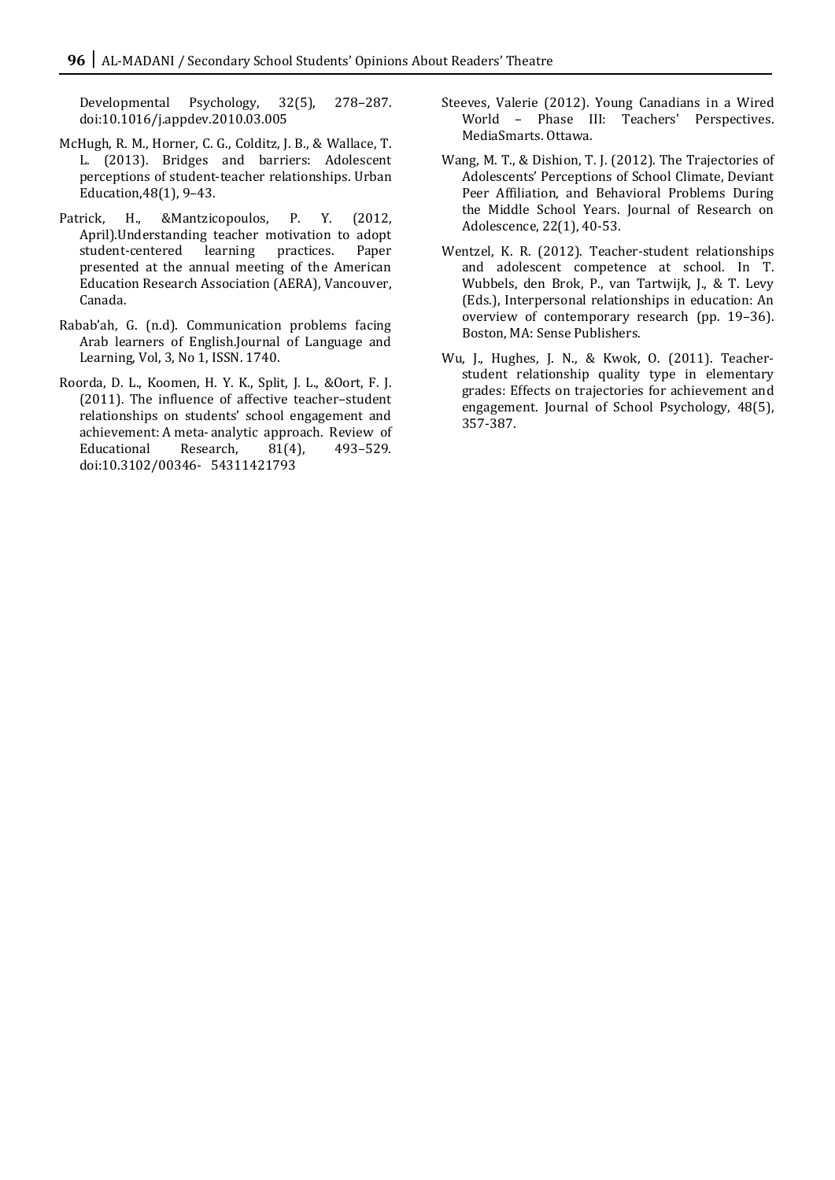Developmental Psychology, 32(5), 278–287. doi:10.1016/j.appdev.2010.03.005

McHugh, R. M., Horner, C. G., Colditz, J. B., & Wallace, T. L. (2013). Bridges and barriers: Adolescent perceptions of student-teacher relationships. Urban Education,48(1), 9–43.

Patrick, H., &Mantzicopoulos, P. Y. (2012, April).Understanding teacher motivation to adopt student-centered learning practices. Paper presented at the annual meeting of the American Education Research Association (AERA), Vancouver, Canada.

Rabab'ah, G. (n.d). Communication problems facing Arab learners of English.Journal of Language and Learning, Vol, 3, No 1, ISSN. 1740.

Roorda, D. L., Koomen, H. Y. K., Split, J. L., &Oort, F. J. (2011). The influence of affective teacher–student relationships on students' school engagement and achievement: A meta- analytic approach. Review of Educational Research, 81(4), 493–529. doi:10.3102/00346- 54311421793

Steeves, Valerie (2012). Young Canadians in a Wired World – Phase III: Teachers' Perspectives. MediaSmarts. Ottawa.

Wang, M. T., & Dishion, T. J. (2012). The Trajectories of Adolescents' Perceptions of School Climate, Deviant Peer Affiliation, and Behavioral Problems During the Middle School Years. Journal of Research on Adolescence, 22(1), 40-53.

Wentzel, K. R. (2012). Teacher-student relationships and adolescent competence at school. In T. Wubbels, den Brok, P., van Tartwijk, J., & T. Levy (Eds.), Interpersonal relationships in education: An overview of contemporary research (pp. 19–36). Boston, MA: Sense Publishers.

Wu, J., Hughes, J. N., & Kwok, O. (2011). Teacher-student relationship quality type in elementary grades: Effects on trajectories for achievement and engagement. Journal of School Psychology, 48(5), 357-387.